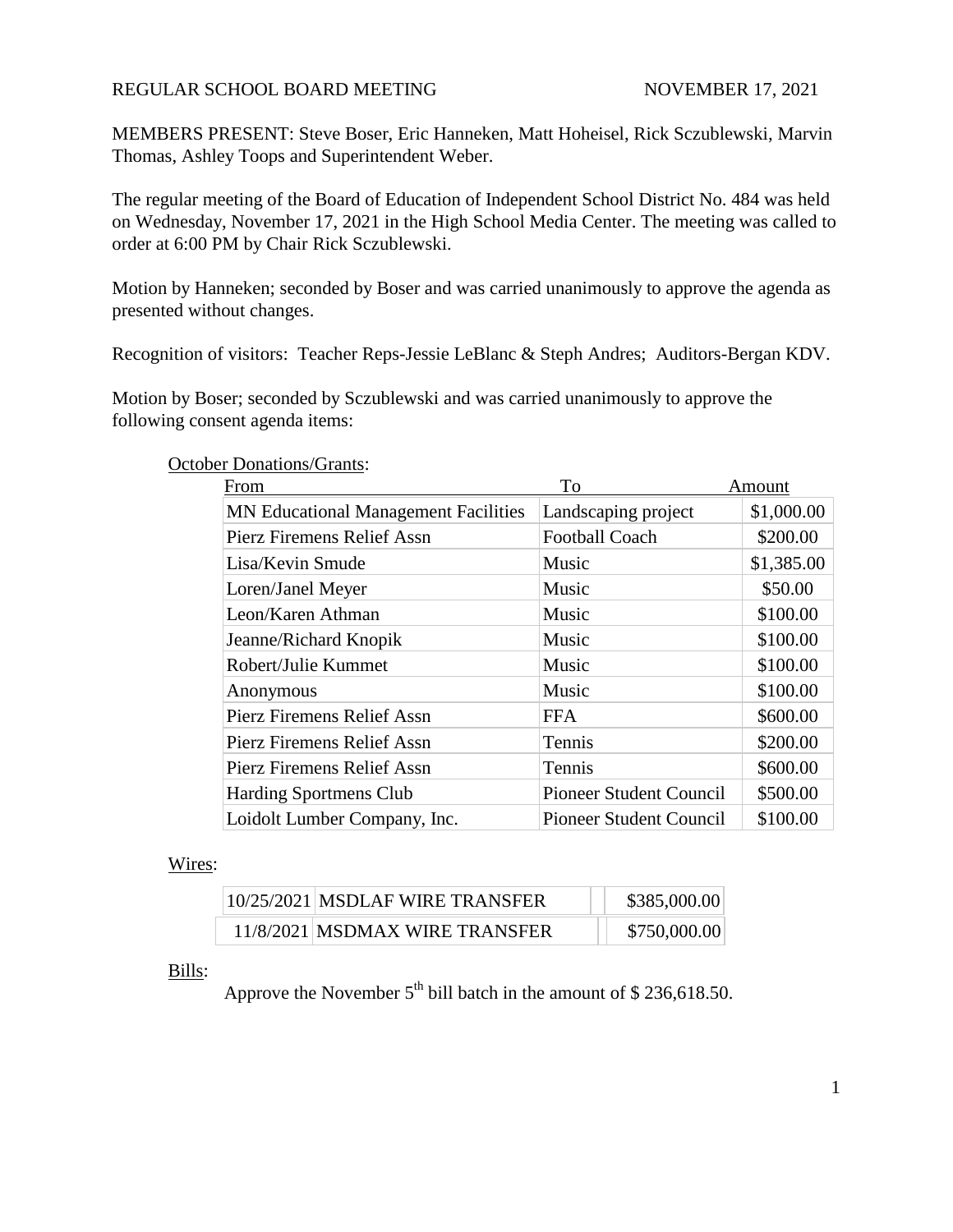REGULAR SCHOOL BOARD MEETING NOVEMBER 17, 2021

MEMBERS PRESENT: Steve Boser, Eric Hanneken, Matt Hoheisel, Rick Sczublewski, Marvin Thomas, Ashley Toops and Superintendent Weber.

The regular meeting of the Board of Education of Independent School District No. 484 was held on Wednesday, November 17, 2021 in the High School Media Center. The meeting was called to order at 6:00 PM by Chair Rick Sczublewski.

Motion by Hanneken; seconded by Boser and was carried unanimously to approve the agenda as presented without changes.

Recognition of visitors: Teacher Reps-Jessie LeBlanc & Steph Andres; Auditors-Bergan KDV.

Motion by Boser; seconded by Sczublewski and was carried unanimously to approve the following consent agenda items:

October Donations/Grants:

| From | To | Amount |
|---|---|---|
| MN Educational Management Facilities | Landscaping project | $1,000.00 |
| Pierz Firemens Relief Assn | Football Coach | $200.00 |
| Lisa/Kevin Smude | Music | $1,385.00 |
| Loren/Janel Meyer | Music | $50.00 |
| Leon/Karen Athman | Music | $100.00 |
| Jeanne/Richard Knopik | Music | $100.00 |
| Robert/Julie Kummet | Music | $100.00 |
| Anonymous | Music | $100.00 |
| Pierz Firemens Relief Assn | FFA | $600.00 |
| Pierz Firemens Relief Assn | Tennis | $200.00 |
| Pierz Firemens Relief Assn | Tennis | $600.00 |
| Harding Sportmens Club | Pioneer Student Council | $500.00 |
| Loidolt Lumber Company, Inc. | Pioneer Student Council | $100.00 |

Wires:

| | | | |
|---|---|---|---|
| 10/25/2021 | MSDLAF WIRE TRANSFER | | $385,000.00 |
| 11/8/2021 | MSDMAX WIRE TRANSFER | | $750,000.00 |

Bills:

Approve the November 5th bill batch in the amount of $ 236,618.50.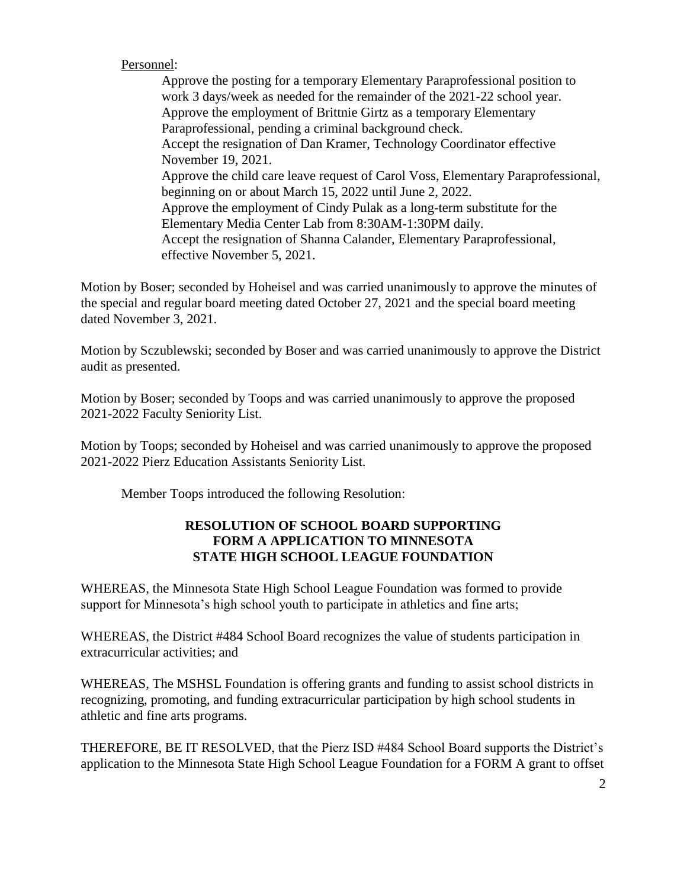Personnel:

Approve the posting for a temporary Elementary Paraprofessional position to work 3 days/week as needed for the remainder of the 2021-22 school year.
Approve the employment of Brittnie Girtz as a temporary Elementary Paraprofessional, pending a criminal background check.
Accept the resignation of Dan Kramer, Technology Coordinator effective November 19, 2021.
Approve the child care leave request of Carol Voss, Elementary Paraprofessional, beginning on or about March 15, 2022 until June 2, 2022.
Approve the employment of Cindy Pulak as a long-term substitute for the Elementary Media Center Lab from 8:30AM-1:30PM daily.
Accept the resignation of Shanna Calander, Elementary Paraprofessional, effective November 5, 2021.

Motion by Boser; seconded by Hoheisel and was carried unanimously to approve the minutes of the special and regular board meeting dated October 27, 2021 and the special board meeting dated November 3, 2021.

Motion by Sczublewski; seconded by Boser and was carried unanimously to approve the District audit as presented.

Motion by Boser; seconded by Toops and was carried unanimously to approve the proposed 2021-2022 Faculty Seniority List.

Motion by Toops; seconded by Hoheisel and was carried unanimously to approve the proposed 2021-2022 Pierz Education Assistants Seniority List.

Member Toops introduced the following Resolution:

**RESOLUTION OF SCHOOL BOARD SUPPORTING FORM A APPLICATION TO MINNESOTA STATE HIGH SCHOOL LEAGUE FOUNDATION**

WHEREAS, the Minnesota State High School League Foundation was formed to provide support for Minnesota's high school youth to participate in athletics and fine arts;

WHEREAS, the District #484 School Board recognizes the value of students participation in extracurricular activities; and

WHEREAS, The MSHSL Foundation is offering grants and funding to assist school districts in recognizing, promoting, and funding extracurricular participation by high school students in athletic and fine arts programs.

THEREFORE, BE IT RESOLVED, that the Pierz ISD #484 School Board supports the District's application to the Minnesota State High School League Foundation for a FORM A grant to offset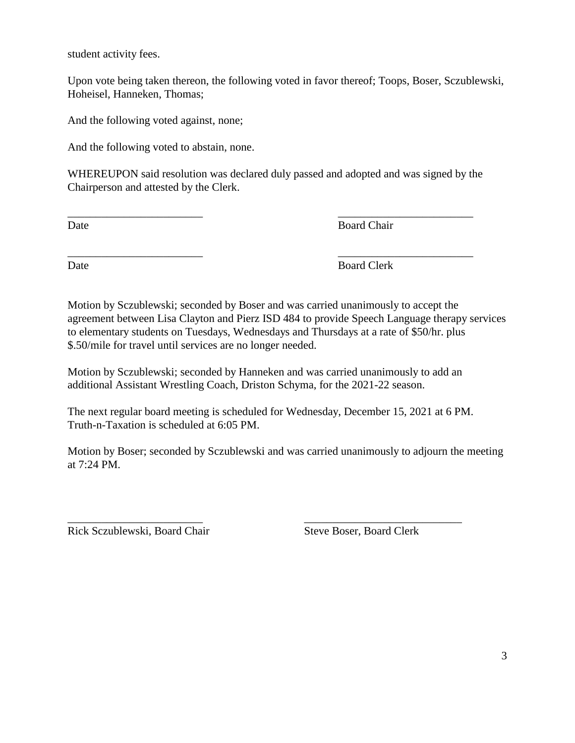student activity fees.

Upon vote being taken thereon, the following voted in favor thereof; Toops, Boser, Sczublewski, Hoheisel, Hanneken, Thomas;

And the following voted against, none;

And the following voted to abstain, none.

WHEREUPON said resolution was declared duly passed and adopted and was signed by the Chairperson and attested by the Clerk.

________________________ ________________________
Date Board Chair

________________________ ________________________
Date Board Clerk

Motion by Sczublewski; seconded by Boser and was carried unanimously to accept the agreement between Lisa Clayton and Pierz ISD 484 to provide Speech Language therapy services to elementary students on Tuesdays, Wednesdays and Thursdays at a rate of $50/hr. plus $.50/mile for travel until services are no longer needed.

Motion by Sczublewski; seconded by Hanneken and was carried unanimously to add an additional Assistant Wrestling Coach, Driston Schyma, for the 2021-22 season.

The next regular board meeting is scheduled for Wednesday, December 15, 2021 at 6 PM. Truth-n-Taxation is scheduled at 6:05 PM.

Motion by Boser; seconded by Sczublewski and was carried unanimously to adjourn the meeting at 7:24 PM.

________________________ ____________________________
Rick Sczublewski, Board Chair Steve Boser, Board Clerk